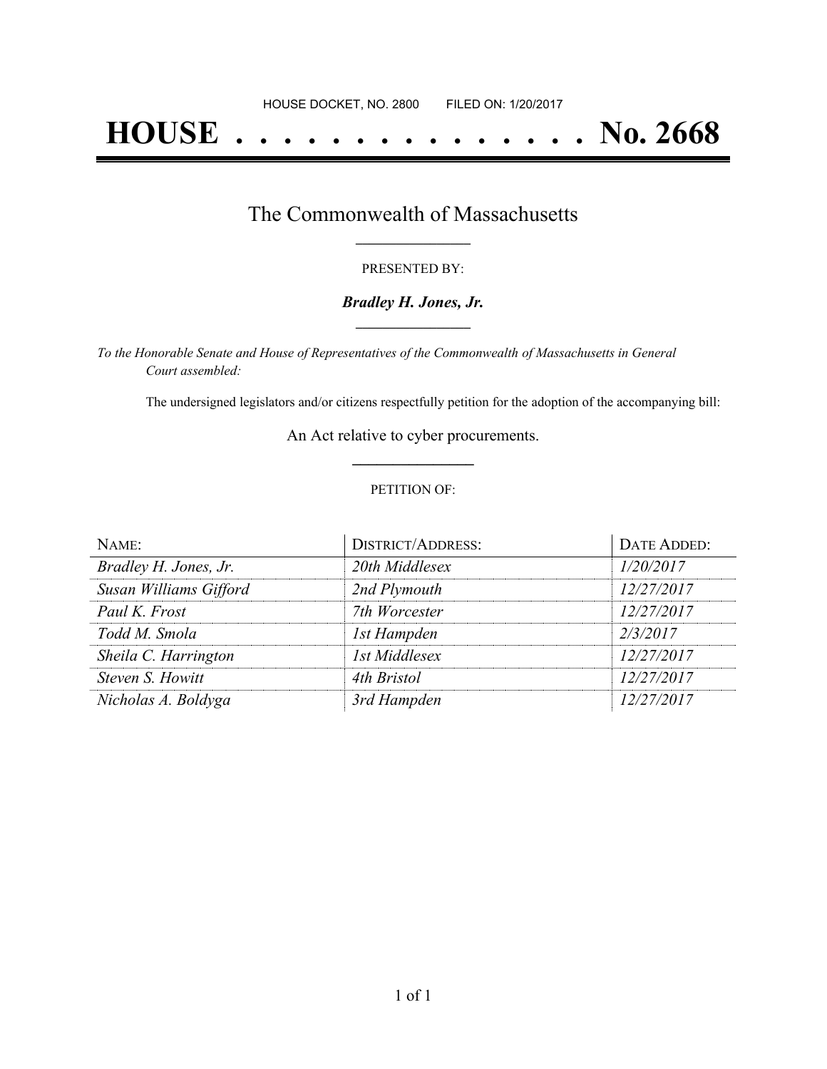HOUSE DOCKET, NO. 2800 FILED ON: 1/20/2017

# HOUSE . . . . . . . . . . . . . . . No. 2668

## The Commonwealth of Massachusetts

PRESENTED BY:

***Bradley H. Jones, Jr.***

*To the Honorable Senate and House of Representatives of the Commonwealth of Massachusetts in General Court assembled:*

The undersigned legislators and/or citizens respectfully petition for the adoption of the accompanying bill:

An Act relative to cyber procurements.

PETITION OF:

| NAME: | DISTRICT/ADDRESS: | DATE ADDED: |
|---|---|---|
| *Bradley H. Jones, Jr.* | *20th Middlesex* | *1/20/2017* |
| *Susan Williams Gifford* | *2nd Plymouth* | *12/27/2017* |
| *Paul K. Frost* | *7th Worcester* | *12/27/2017* |
| *Todd M. Smola* | *1st Hampden* | *2/3/2017* |
| *Sheila C. Harrington* | *1st Middlesex* | *12/27/2017* |
| *Steven S. Howitt* | *4th Bristol* | *12/27/2017* |
| *Nicholas A. Boldyga* | *3rd Hampden* | *12/27/2017* |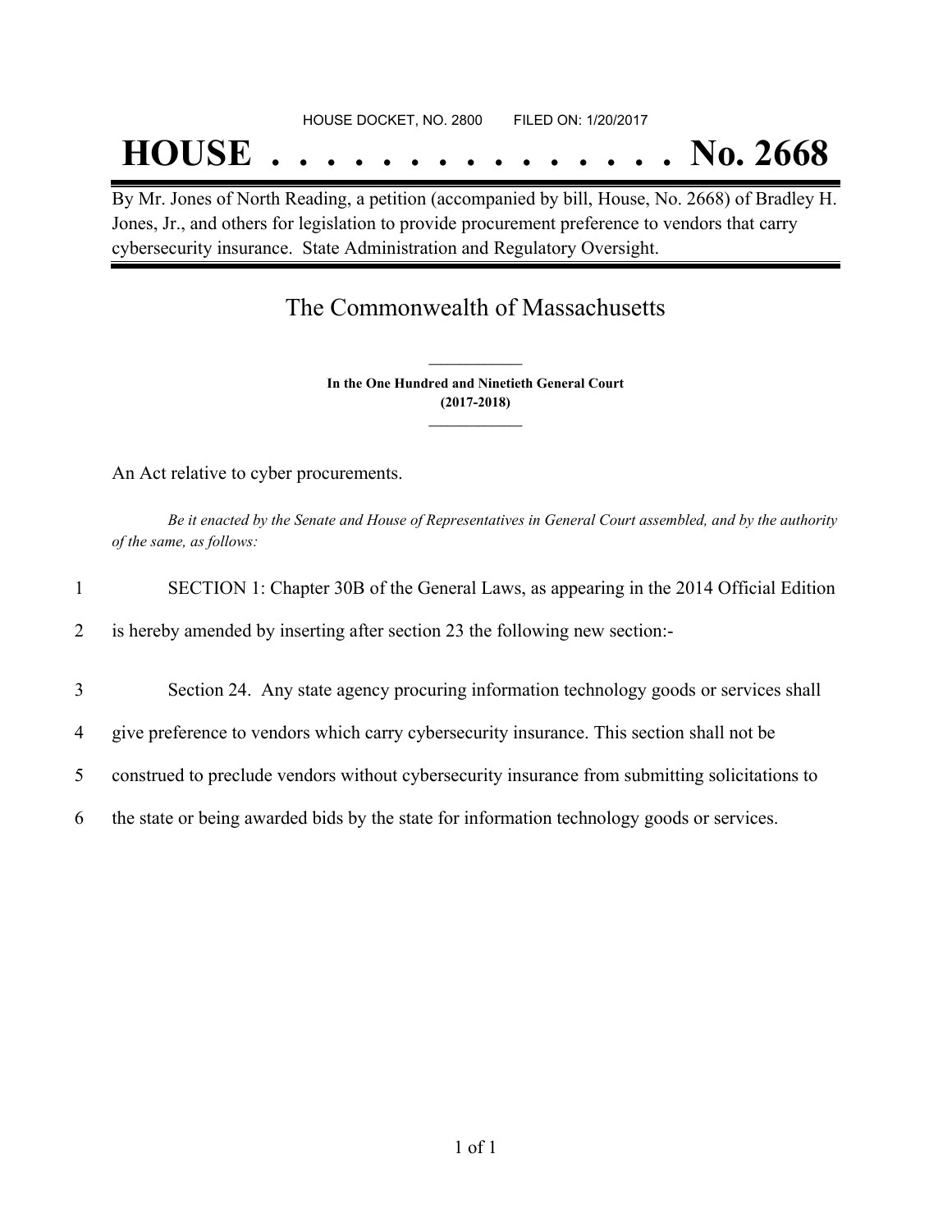HOUSE DOCKET, NO. 2800        FILED ON: 1/20/2017

# HOUSE . . . . . . . . . . . . . . . No. 2668

By Mr. Jones of North Reading, a petition (accompanied by bill, House, No. 2668) of Bradley H. Jones, Jr., and others for legislation to provide procurement preference to vendors that carry cybersecurity insurance. State Administration and Regulatory Oversight.

## The Commonwealth of Massachusetts

**In the One Hundred and Ninetieth General Court**
**(2017-2018)**

An Act relative to cyber procurements.

*Be it enacted by the Senate and House of Representatives in General Court assembled, and by the authority of the same, as follows:*

1 SECTION 1: Chapter 30B of the General Laws, as appearing in the 2014 Official Edition
2 is hereby amended by inserting after section 23 the following new section:-

3 Section 24. Any state agency procuring information technology goods or services shall
4 give preference to vendors which carry cybersecurity insurance. This section shall not be
5 construed to preclude vendors without cybersecurity insurance from submitting solicitations to
6 the state or being awarded bids by the state for information technology goods or services.